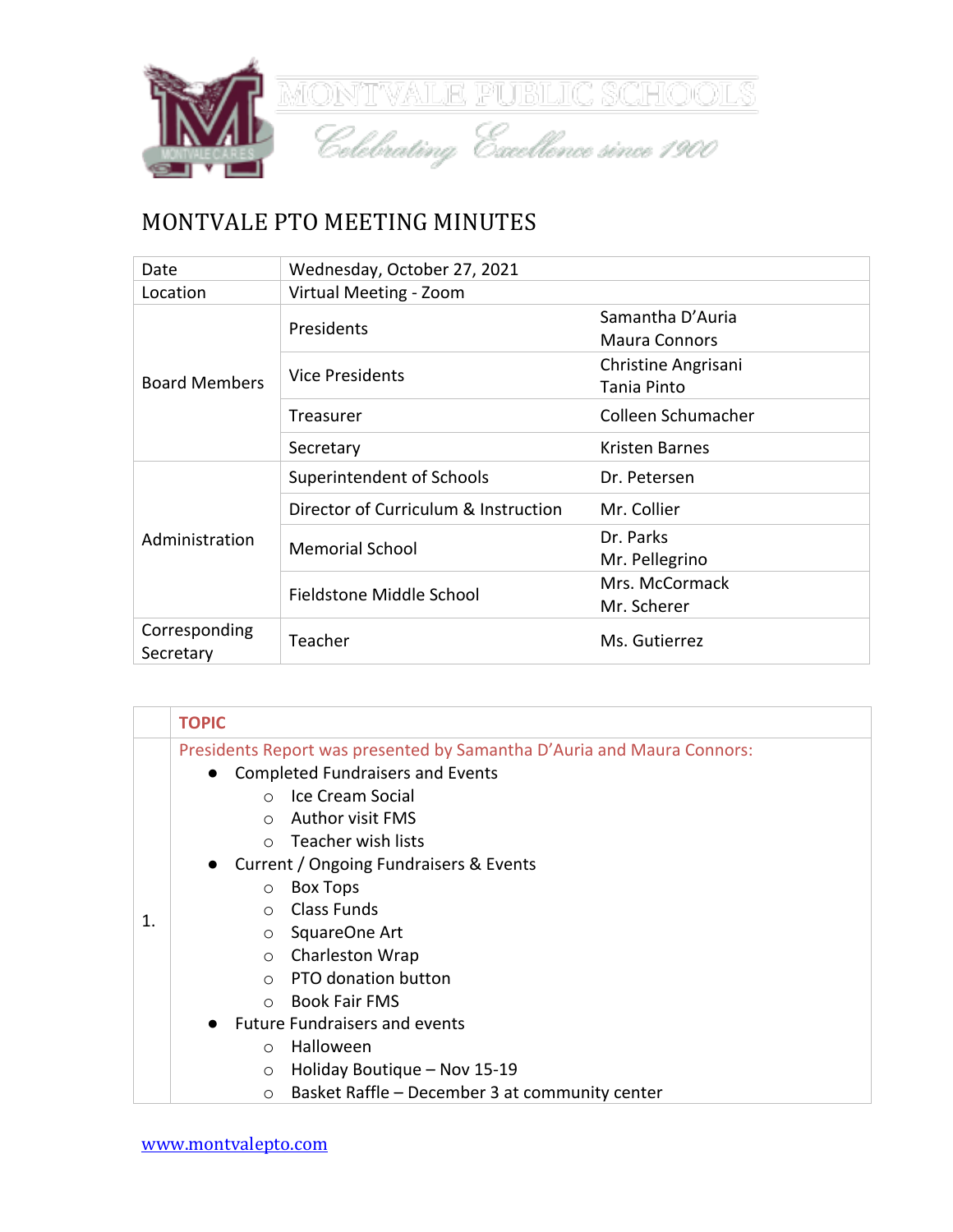MONTVALE PUBLIC SCHOOLS

*Celebrating Excellence since 1900*

# MONTVALE PTO MEETING MINUTES

| | | |
|---|---|---|
| Date | Wednesday, October 27, 2021 | |
| Location | Virtual Meeting - Zoom | |
| Board Members | Presidents | Samantha D'Auria<br>Maura Connors |
| | Vice Presidents | Christine Angrisani<br>Tania Pinto |
| | Treasurer | Colleen Schumacher |
| | Secretary | Kristen Barnes |
| Administration | Superintendent of Schools | Dr. Petersen |
| | Director of Curriculum & Instruction | Mr. Collier |
| | Memorial School | Dr. Parks<br>Mr. Pellegrino |
| | Fieldstone Middle School | Mrs. McCormack<br>Mr. Scherer |
| Corresponding Secretary | Teacher | Ms. Gutierrez |

| | **TOPIC** |
|---|---|
| 1. | Presidents Report was presented by Samantha D'Auria and Maura Connors:<br>● Completed Fundraisers and Events<br>○ Ice Cream Social<br>○ Author visit FMS<br>○ Teacher wish lists<br>● Current / Ongoing Fundraisers & Events<br>○ Box Tops<br>○ Class Funds<br>○ SquareOne Art<br>○ Charleston Wrap<br>○ PTO donation button<br>○ Book Fair FMS<br>● Future Fundraisers and events<br>○ Halloween<br>○ Holiday Boutique – Nov 15-19<br>○ Basket Raffle – December 3 at community center |

www.montvalepto.com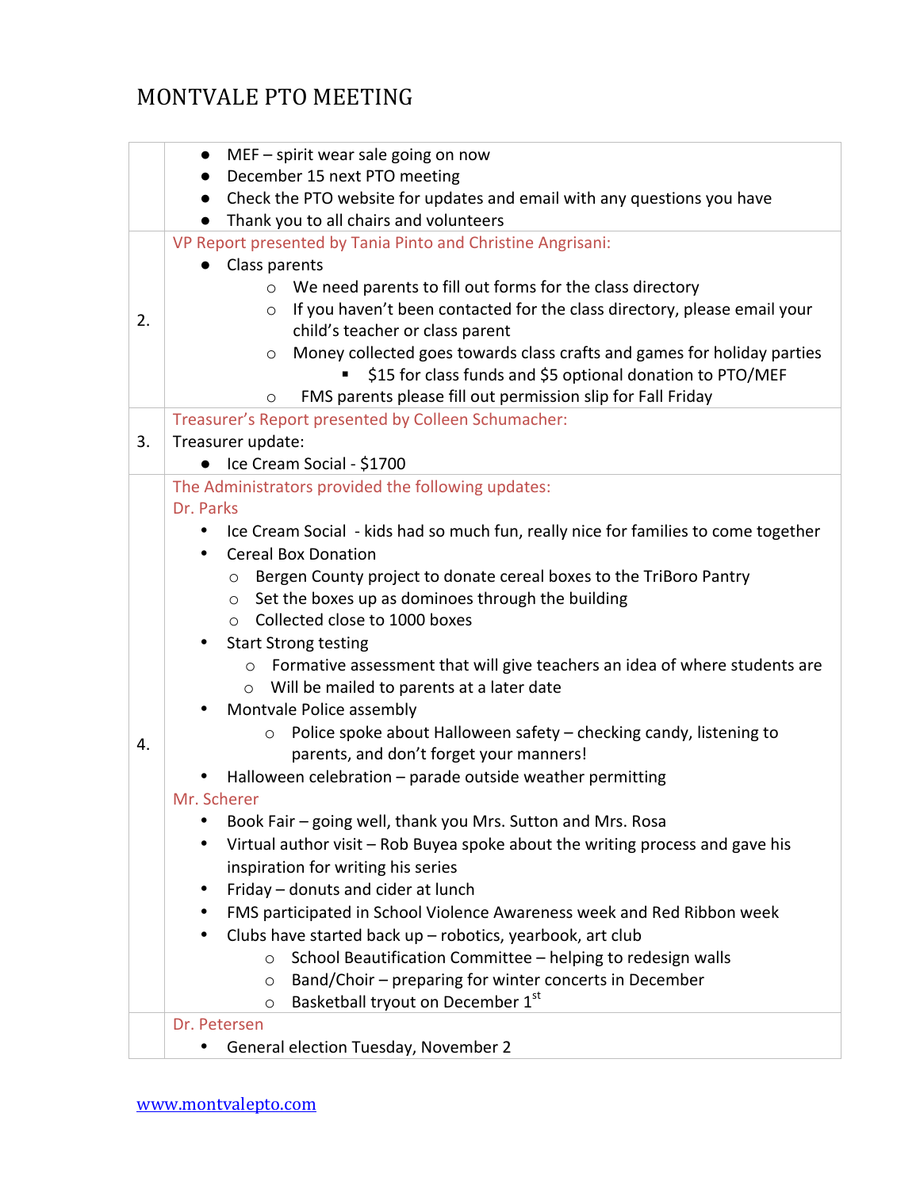# MONTVALE PTO MEETING

| | |
|---|---|
| | • MEF – spirit wear sale going on now<br>• December 15 next PTO meeting<br>• Check the PTO website for updates and email with any questions you have<br>• Thank you to all chairs and volunteers |
| 2. | VP Report presented by Tania Pinto and Christine Angrisani:<br>• Class parents<br>  ○ We need parents to fill out forms for the class directory<br>  ○ If you haven't been contacted for the class directory, please email your child's teacher or class parent<br>  ○ Money collected goes towards class crafts and games for holiday parties<br>    ▪ $15 for class funds and $5 optional donation to PTO/MEF<br>  ○ FMS parents please fill out permission slip for Fall Friday |
| 3. | Treasurer's Report presented by Colleen Schumacher:<br>Treasurer update:<br>• Ice Cream Social - $1700 |
| 4. | The Administrators provided the following updates:<br>Dr. Parks<br>• Ice Cream Social - kids had so much fun, really nice for families to come together<br>• Cereal Box Donation<br>  ○ Bergen County project to donate cereal boxes to the TriBoro Pantry<br>  ○ Set the boxes up as dominoes through the building<br>  ○ Collected close to 1000 boxes<br>• Start Strong testing<br>  ○ Formative assessment that will give teachers an idea of where students are<br>  ○ Will be mailed to parents at a later date<br>• Montvale Police assembly<br>  ○ Police spoke about Halloween safety – checking candy, listening to parents, and don't forget your manners!<br>• Halloween celebration – parade outside weather permitting<br>Mr. Scherer<br>• Book Fair – going well, thank you Mrs. Sutton and Mrs. Rosa<br>• Virtual author visit – Rob Buyea spoke about the writing process and gave his inspiration for writing his series<br>• Friday – donuts and cider at lunch<br>• FMS participated in School Violence Awareness week and Red Ribbon week<br>• Clubs have started back up – robotics, yearbook, art club<br>  ○ School Beautification Committee – helping to redesign walls<br>  ○ Band/Choir – preparing for winter concerts in December<br>  ○ Basketball tryout on December 1st |
| | Dr. Petersen<br>• General election Tuesday, November 2 |

www.montvalepto.com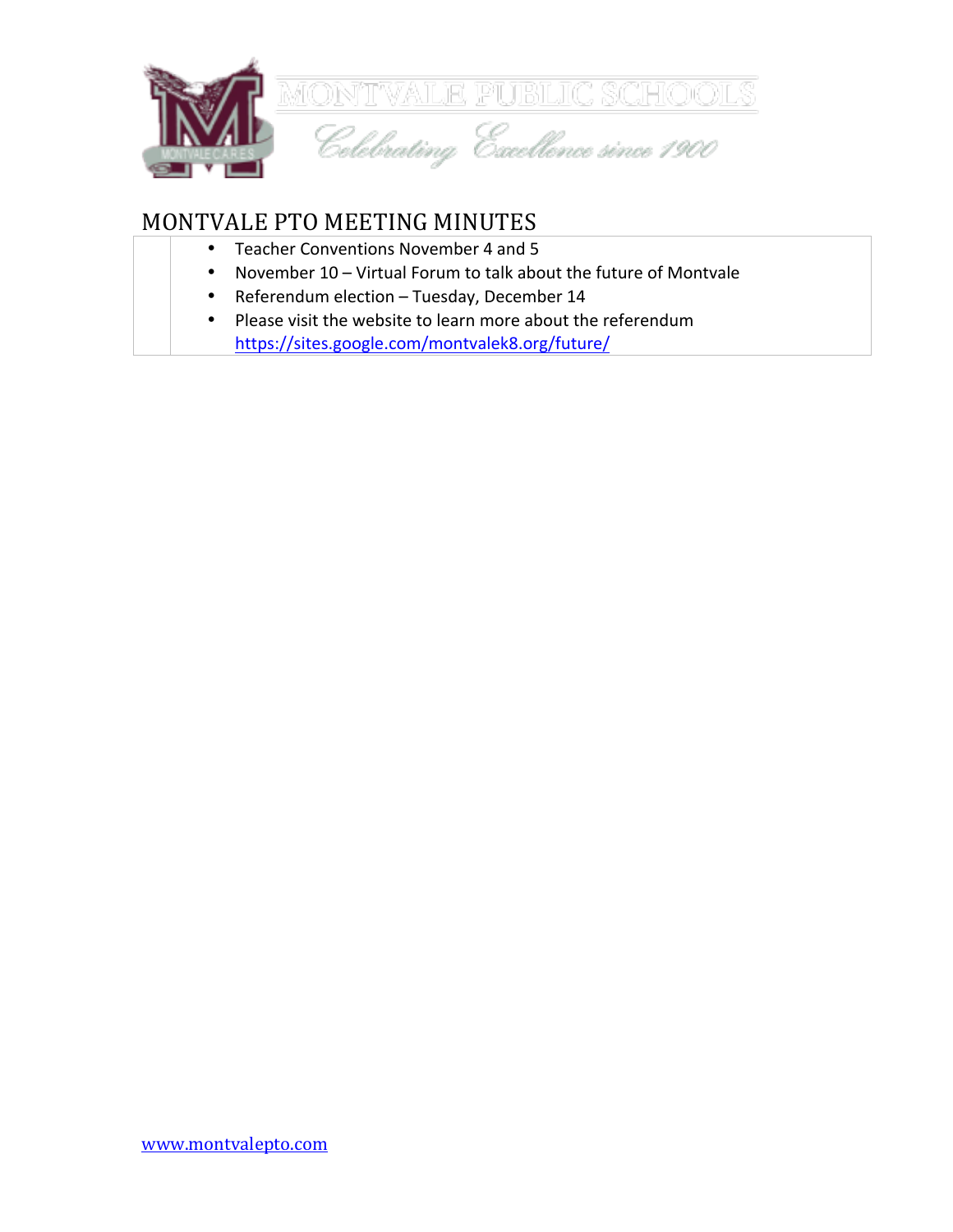MONTVALE PUBLIC SCHOOLS

*Celebrating Excellence since 1900*

# MONTVALE PTO MEETING MINUTES

| | |
|---|---|
| | • Teacher Conventions November 4 and 5<br>• November 10 – Virtual Forum to talk about the future of Montvale<br>• Referendum election – Tuesday, December 14<br>• Please visit the website to learn more about the referendum https://sites.google.com/montvalek8.org/future/ |

www.montvalepto.com